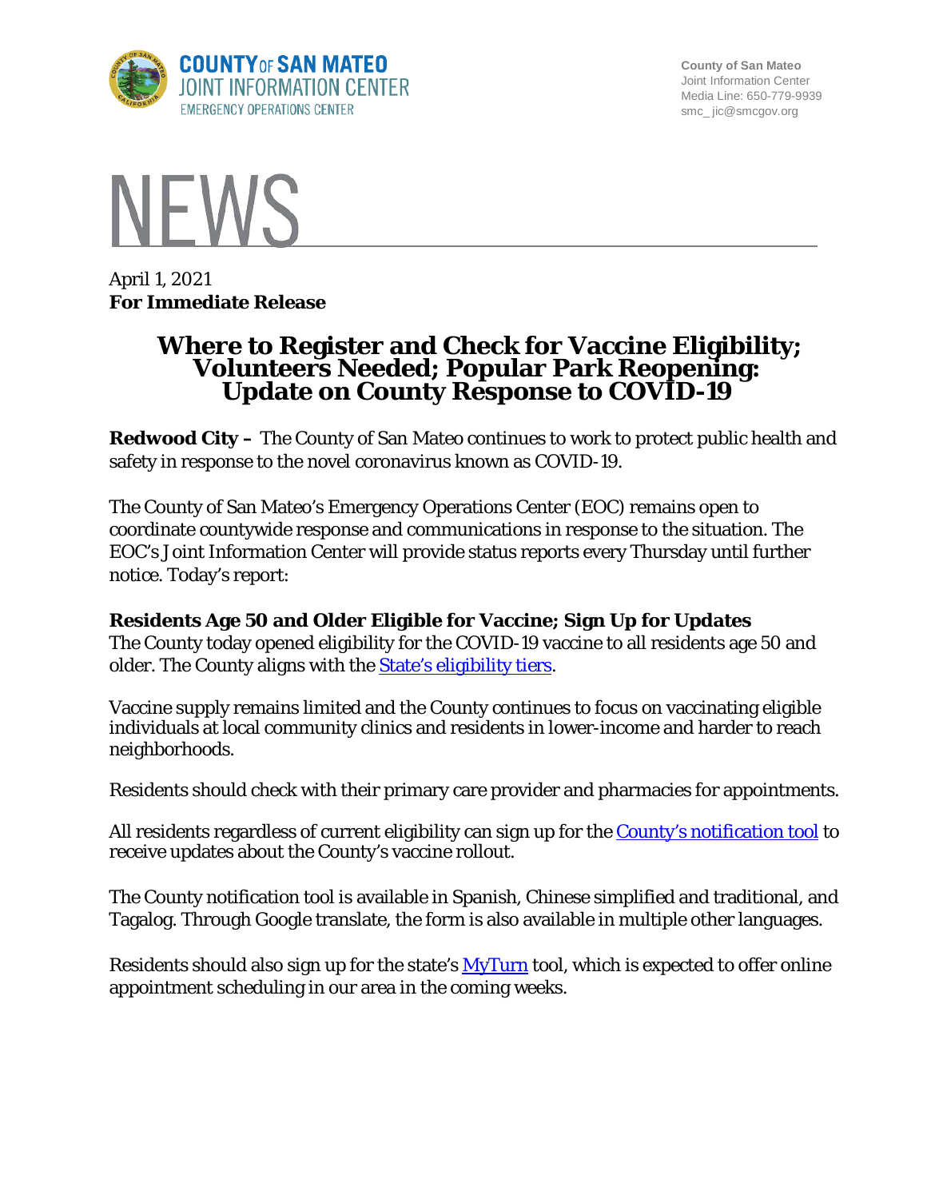COUNTY OF SAN MATEO
JOINT INFORMATION CENTER
EMERGENCY OPERATIONS CENTER

County of San Mateo
Joint Information Center
Media Line: 650-779-9939
smc_ jic@smcgov.org

# NEWS

April 1, 2021
**For Immediate Release**

# Where to Register and Check for Vaccine Eligibility; Volunteers Needed; Popular Park Reopening: Update on County Response to COVID-19

**Redwood City –** The County of San Mateo continues to work to protect public health and safety in response to the novel coronavirus known as COVID-19.

The County of San Mateo's Emergency Operations Center (EOC) remains open to coordinate countywide response and communications in response to the situation. The EOC's Joint Information Center will provide status reports every Thursday until further notice. Today's report:

**Residents Age 50 and Older Eligible for Vaccine; Sign Up for Updates**
The County today opened eligibility for the COVID-19 vaccine to all residents age 50 and older. The County aligns with the State's eligibility tiers.

Vaccine supply remains limited and the County continues to focus on vaccinating eligible individuals at local community clinics and residents in lower-income and harder to reach neighborhoods.

Residents should check with their primary care provider and pharmacies for appointments.

All residents regardless of current eligibility can sign up for the County's notification tool to receive updates about the County's vaccine rollout.

The County notification tool is available in Spanish, Chinese simplified and traditional, and Tagalog. Through Google translate, the form is also available in multiple other languages.

Residents should also sign up for the state's MyTurn tool, which is expected to offer online appointment scheduling in our area in the coming weeks.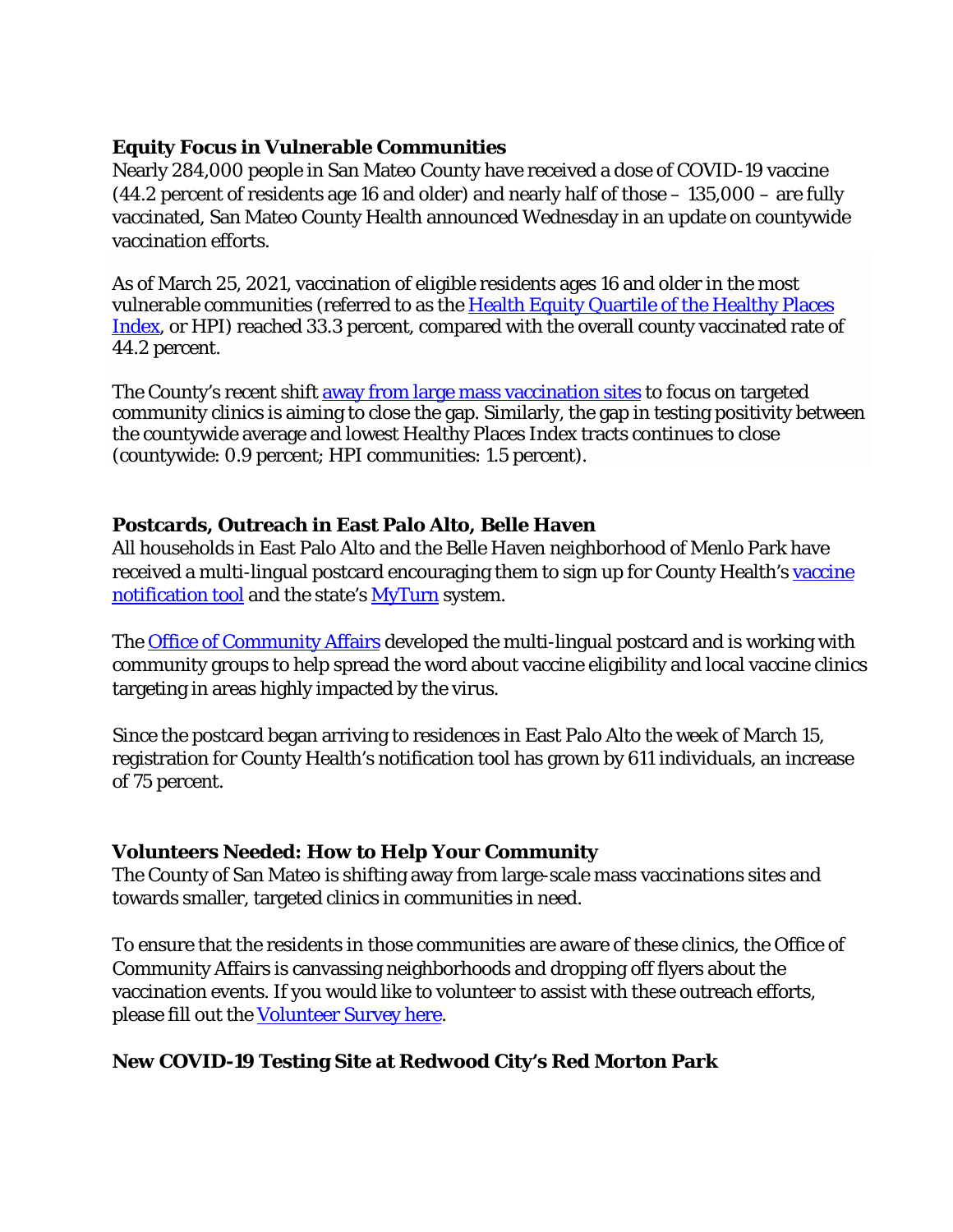**Equity Focus in Vulnerable Communities**

Nearly 284,000 people in San Mateo County have received a dose of COVID-19 vaccine (44.2 percent of residents age 16 and older) and nearly half of those – 135,000 – are fully vaccinated, San Mateo County Health announced Wednesday in an update on countywide vaccination efforts.

As of March 25, 2021, vaccination of eligible residents ages 16 and older in the most vulnerable communities (referred to as the [Health Equity Quartile of the Healthy Places Index](), or HPI) reached 33.3 percent, compared with the overall county vaccinated rate of 44.2 percent.

The County's recent shift [away from large mass vaccination sites]() to focus on targeted community clinics is aiming to close the gap. Similarly, the gap in testing positivity between the countywide average and lowest Healthy Places Index tracts continues to close (countywide: 0.9 percent; HPI communities: 1.5 percent).

**Postcards, Outreach in East Palo Alto, Belle Haven**

All households in East Palo Alto and the Belle Haven neighborhood of Menlo Park have received a multi-lingual postcard encouraging them to sign up for County Health's [vaccine notification tool]() and the state's [MyTurn]() system.

The [Office of Community Affairs]() developed the multi-lingual postcard and is working with community groups to help spread the word about vaccine eligibility and local vaccine clinics targeting in areas highly impacted by the virus.

Since the postcard began arriving to residences in East Palo Alto the week of March 15, registration for County Health's notification tool has grown by 611 individuals, an increase of 75 percent.

**Volunteers Needed: How to Help Your Community**

The County of San Mateo is shifting away from large-scale mass vaccinations sites and towards smaller, targeted clinics in communities in need.

To ensure that the residents in those communities are aware of these clinics, the Office of Community Affairs is canvassing neighborhoods and dropping off flyers about the vaccination events. If you would like to volunteer to assist with these outreach efforts, please fill out the [Volunteer Survey here]().

**New COVID-19 Testing Site at Redwood City's Red Morton Park**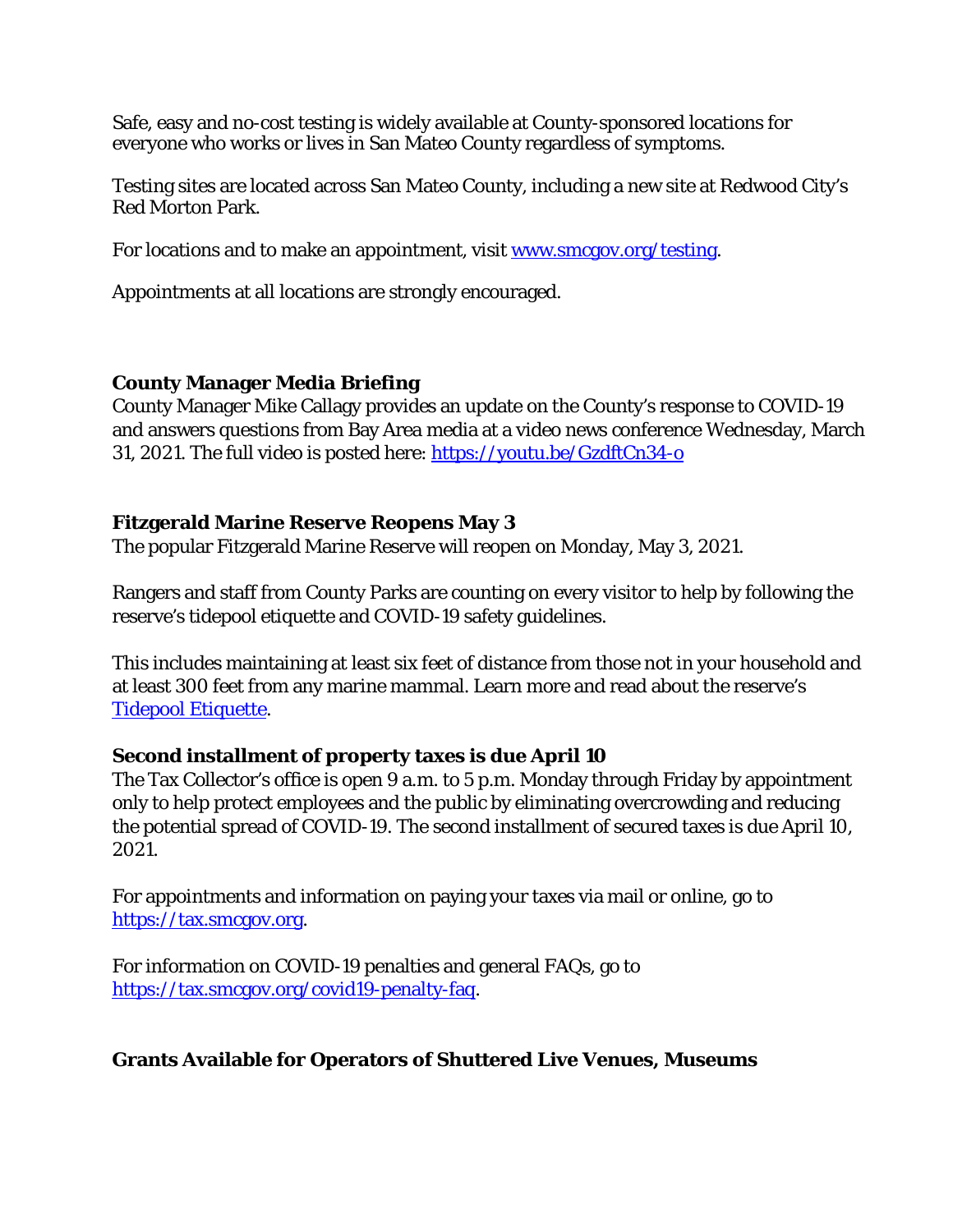Safe, easy and no-cost testing is widely available at County-sponsored locations for everyone who works or lives in San Mateo County regardless of symptoms.

Testing sites are located across San Mateo County, including a new site at Redwood City's Red Morton Park.

For locations and to make an appointment, visit [www.smcgov.org/testing](http://www.smcgov.org/testing).

Appointments at all locations are strongly encouraged.

**County Manager Media Briefing**

County Manager Mike Callagy provides an update on the County's response to COVID-19 and answers questions from Bay Area media at a video news conference Wednesday, March 31, 2021. The full video is posted here: [https://youtu.be/GzdftCn34-o](https://youtu.be/GzdftCn34-o)

**Fitzgerald Marine Reserve Reopens May 3**

The popular Fitzgerald Marine Reserve will reopen on Monday, May 3, 2021.

Rangers and staff from County Parks are counting on every visitor to help by following the reserve's tidepool etiquette and COVID-19 safety guidelines.

This includes maintaining at least six feet of distance from those not in your household and at least 300 feet from any marine mammal. Learn more and read about the reserve's Tidepool Etiquette.

**Second installment of property taxes is due April 10**

The Tax Collector's office is open 9 a.m. to 5 p.m. Monday through Friday by appointment only to help protect employees and the public by eliminating overcrowding and reducing the potential spread of COVID-19. The second installment of secured taxes is due April 10, 2021.

For appointments and information on paying your taxes via mail or online, go to [https://tax.smcgov.org](https://tax.smcgov.org).

For information on COVID-19 penalties and general FAQs, go to [https://tax.smcgov.org/covid19-penalty-faq](https://tax.smcgov.org/covid19-penalty-faq).

**Grants Available for Operators of Shuttered Live Venues, Museums**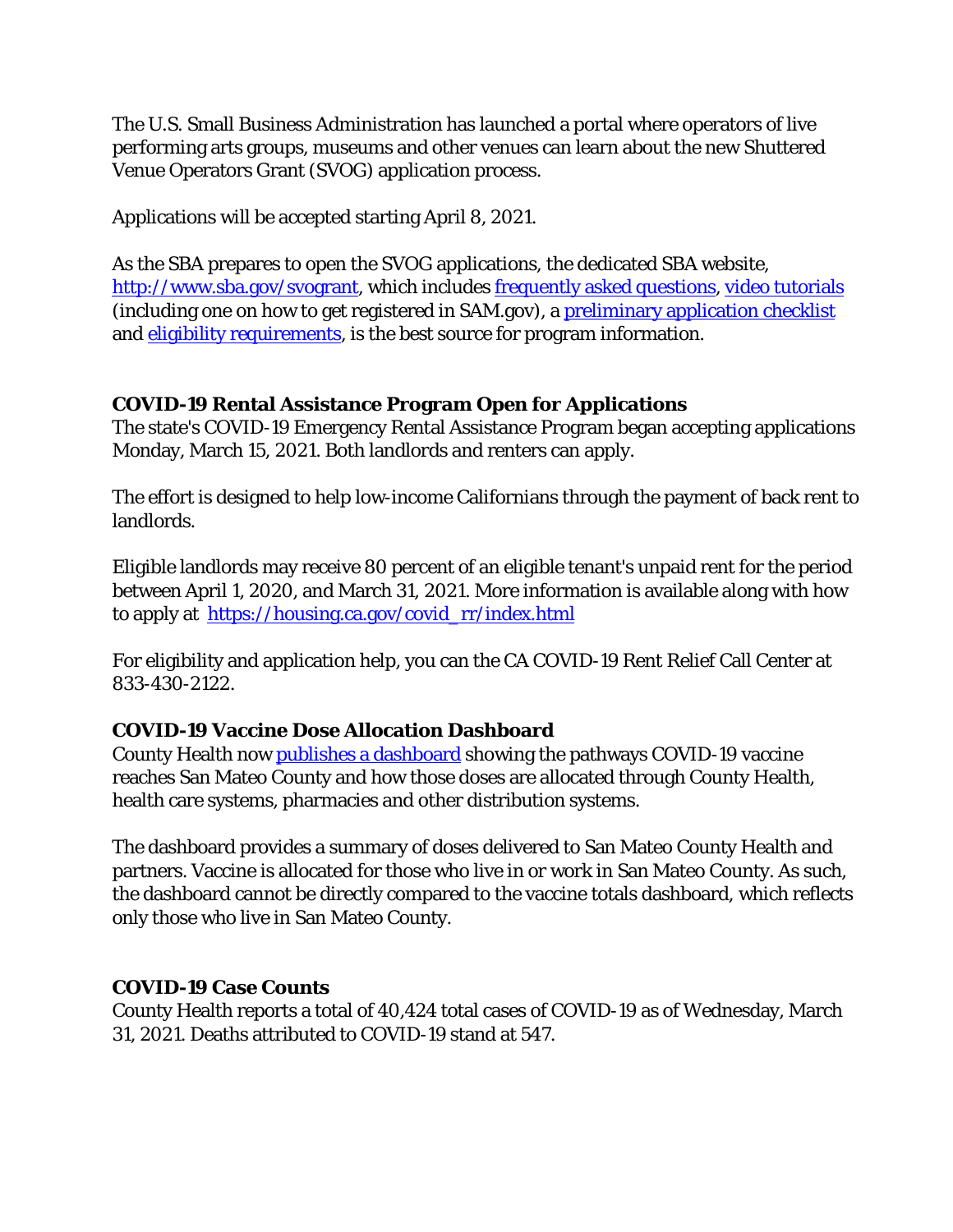The U.S. Small Business Administration has launched a portal where operators of live performing arts groups, museums and other venues can learn about the new Shuttered Venue Operators Grant (SVOG) application process.

Applications will be accepted starting April 8, 2021.

As the SBA prepares to open the SVOG applications, the dedicated SBA website, http://www.sba.gov/svogrant, which includes frequently asked questions, video tutorials (including one on how to get registered in SAM.gov), a preliminary application checklist and eligibility requirements, is the best source for program information.

**COVID-19 Rental Assistance Program Open for Applications**

The state's COVID-19 Emergency Rental Assistance Program began accepting applications Monday, March 15, 2021. Both landlords and renters can apply.

The effort is designed to help low-income Californians through the payment of back rent to landlords.

Eligible landlords may receive 80 percent of an eligible tenant's unpaid rent for the period between April 1, 2020, and March 31, 2021. More information is available along with how to apply at https://housing.ca.gov/covid_rr/index.html

For eligibility and application help, you can the CA COVID-19 Rent Relief Call Center at 833-430-2122.

**COVID-19 Vaccine Dose Allocation Dashboard**

County Health now publishes a dashboard showing the pathways COVID-19 vaccine reaches San Mateo County and how those doses are allocated through County Health, health care systems, pharmacies and other distribution systems.

The dashboard provides a summary of doses delivered to San Mateo County Health and partners. Vaccine is allocated for those who live in or work in San Mateo County. As such, the dashboard cannot be directly compared to the vaccine totals dashboard, which reflects only those who live in San Mateo County.

**COVID-19 Case Counts**

County Health reports a total of 40,424 total cases of COVID-19 as of Wednesday, March 31, 2021. Deaths attributed to COVID-19 stand at 547.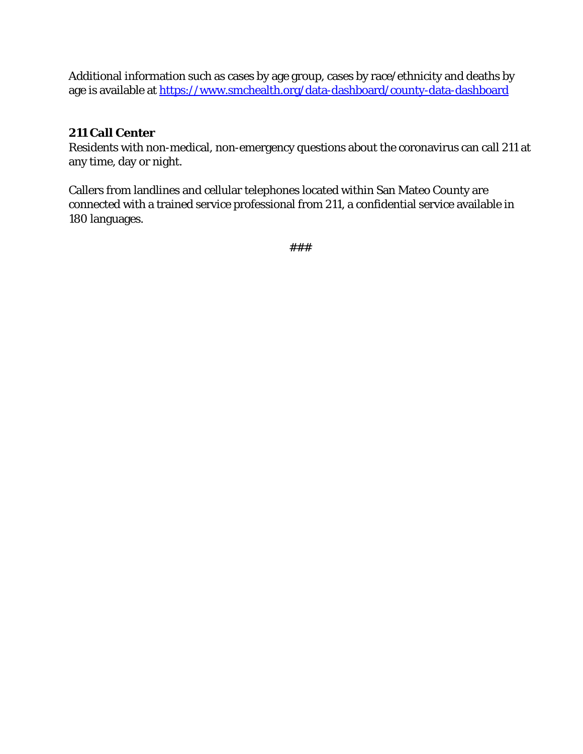Additional information such as cases by age group, cases by race/ethnicity and deaths by age is available at https://www.smchealth.org/data-dashboard/county-data-dashboard

**211 Call Center**

Residents with non-medical, non-emergency questions about the coronavirus can call 211 at any time, day or night.

Callers from landlines and cellular telephones located within San Mateo County are connected with a trained service professional from 211, a confidential service available in 180 languages.

###